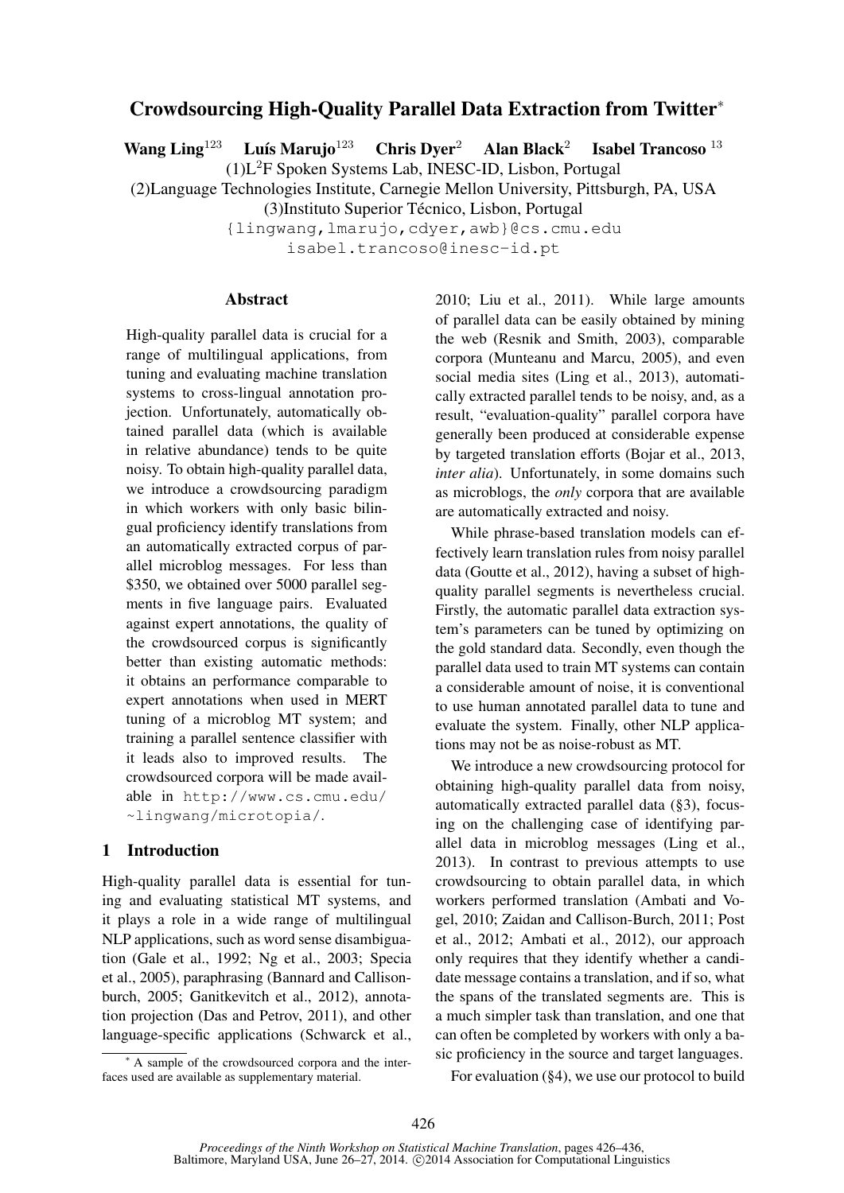# Crowdsourcing High-Quality Parallel Data Extraction from Twitter*

**Wang Ling**[123] **Luís Marujo**[123] **Chris Dyer**[2] **Alan Black**[2] **Isabel Trancoso**[13]

(1)L$^2$F Spoken Systems Lab, INESC-ID, Lisbon, Portugal

(2)Language Technologies Institute, Carnegie Mellon University, Pittsburgh, PA, USA

(3)Instituto Superior Técnico, Lisbon, Portugal

{lingwang,lmarujo,cdyer,awb}@cs.cmu.edu

isabel.trancoso@inesc-id.pt

## Abstract

High-quality parallel data is crucial for a range of multilingual applications, from tuning and evaluating machine translation systems to cross-lingual annotation projection. Unfortunately, automatically obtained parallel data (which is available in relative abundance) tends to be quite noisy. To obtain high-quality parallel data, we introduce a crowdsourcing paradigm in which workers with only basic bilingual proficiency identify translations from an automatically extracted corpus of parallel microblog messages. For less than $350, we obtained over 5000 parallel segments in five language pairs. Evaluated against expert annotations, the quality of the crowdsourced corpus is significantly better than existing automatic methods: it obtains an performance comparable to expert annotations when used in MERT tuning of a microblog MT system; and training a parallel sentence classifier with it leads also to improved results. The crowdsourced corpora will be made available in http://www.cs.cmu.edu/~lingwang/microtopia/.

## 1 Introduction

High-quality parallel data is essential for tuning and evaluating statistical MT systems, and it plays a role in a wide range of multilingual NLP applications, such as word sense disambiguation (Gale et al., 1992; Ng et al., 2003; Specia et al., 2005), paraphrasing (Bannard and Callison-burch, 2005; Ganitkevitch et al., 2012), annotation projection (Das and Petrov, 2011), and other language-specific applications (Schwarck et al., 2010; Liu et al., 2011). While large amounts of parallel data can be easily obtained by mining the web (Resnik and Smith, 2003), comparable corpora (Munteanu and Marcu, 2005), and even social media sites (Ling et al., 2013), automatically extracted parallel tends to be noisy, and, as a result, "evaluation-quality" parallel corpora have generally been produced at considerable expense by targeted translation efforts (Bojar et al., 2013, *inter alia*). Unfortunately, in some domains such as microblogs, the *only* corpora that are available are automatically extracted and noisy.

While phrase-based translation models can effectively learn translation rules from noisy parallel data (Goutte et al., 2012), having a subset of high-quality parallel segments is nevertheless crucial. Firstly, the automatic parallel data extraction system's parameters can be tuned by optimizing on the gold standard data. Secondly, even though the parallel data used to train MT systems can contain a considerable amount of noise, it is conventional to use human annotated parallel data to tune and evaluate the system. Finally, other NLP applications may not be as noise-robust as MT.

We introduce a new crowdsourcing protocol for obtaining high-quality parallel data from noisy, automatically extracted parallel data (§3), focusing on the challenging case of identifying parallel data in microblog messages (Ling et al., 2013). In contrast to previous attempts to use crowdsourcing to obtain parallel data, in which workers performed translation (Ambati and Vogel, 2010; Zaidan and Callison-Burch, 2011; Post et al., 2012; Ambati et al., 2012), our approach only requires that they identify whether a candidate message contains a translation, and if so, what the spans of the translated segments are. This is a much simpler task than translation, and one that can often be completed by workers with only a basic proficiency in the source and target languages.

For evaluation (§4), we use our protocol to build

* A sample of the crowdsourced corpora and the interfaces used are available as supplementary material.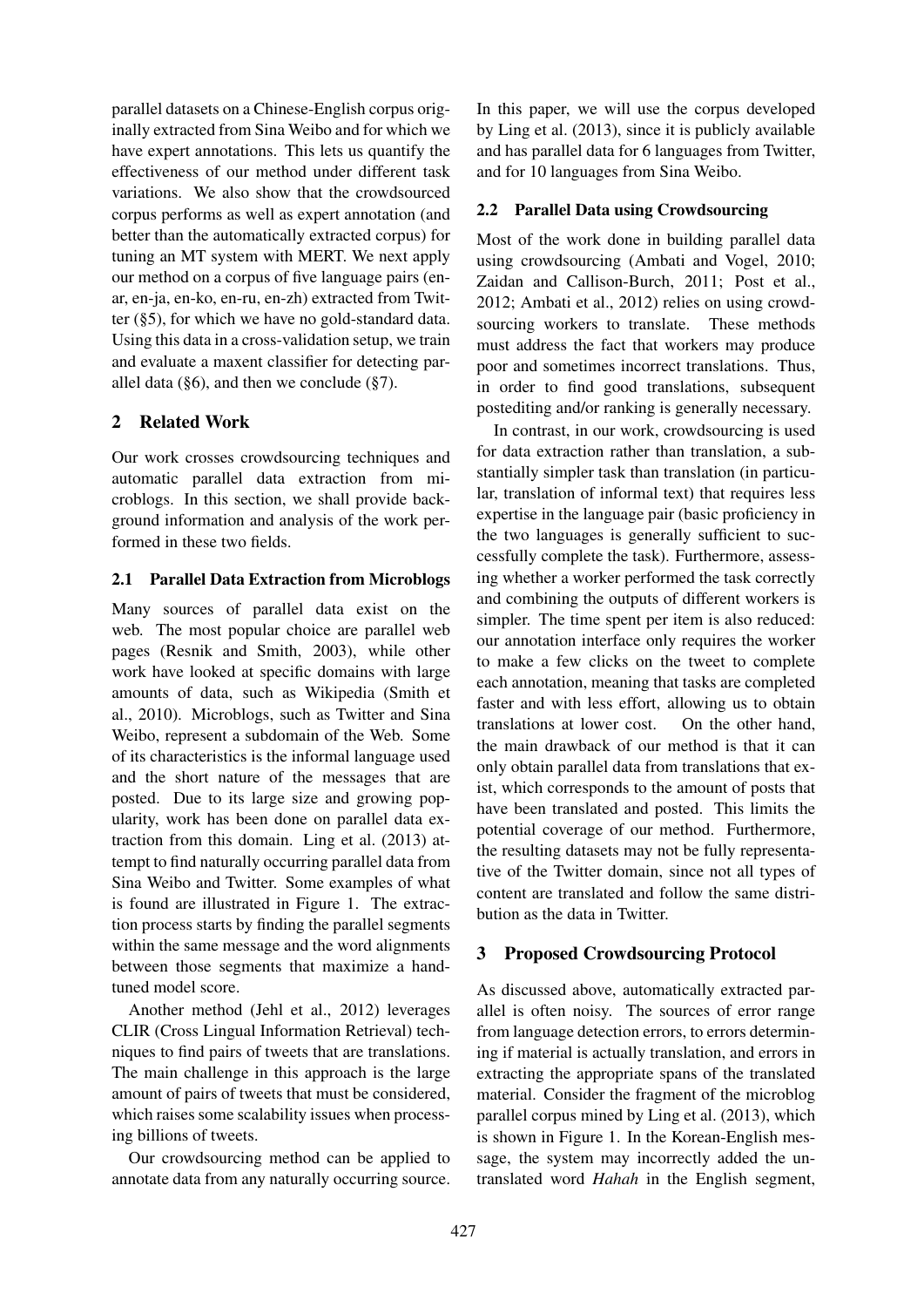parallel datasets on a Chinese-English corpus originally extracted from Sina Weibo and for which we have expert annotations. This lets us quantify the effectiveness of our method under different task variations. We also show that the crowdsourced corpus performs as well as expert annotation (and better than the automatically extracted corpus) for tuning an MT system with MERT. We next apply our method on a corpus of five language pairs (en-ar, en-ja, en-ko, en-ru, en-zh) extracted from Twitter (§5), for which we have no gold-standard data. Using this data in a cross-validation setup, we train and evaluate a maxent classifier for detecting parallel data (§6), and then we conclude (§7).

## 2 Related Work

Our work crosses crowdsourcing techniques and automatic parallel data extraction from microblogs. In this section, we shall provide background information and analysis of the work performed in these two fields.

### 2.1 Parallel Data Extraction from Microblogs

Many sources of parallel data exist on the web. The most popular choice are parallel web pages (Resnik and Smith, 2003), while other work have looked at specific domains with large amounts of data, such as Wikipedia (Smith et al., 2010). Microblogs, such as Twitter and Sina Weibo, represent a subdomain of the Web. Some of its characteristics is the informal language used and the short nature of the messages that are posted. Due to its large size and growing popularity, work has been done on parallel data extraction from this domain. Ling et al. (2013) attempt to find naturally occurring parallel data from Sina Weibo and Twitter. Some examples of what is found are illustrated in Figure 1. The extraction process starts by finding the parallel segments within the same message and the word alignments between those segments that maximize a hand-tuned model score.

Another method (Jehl et al., 2012) leverages CLIR (Cross Lingual Information Retrieval) techniques to find pairs of tweets that are translations. The main challenge in this approach is the large amount of pairs of tweets that must be considered, which raises some scalability issues when processing billions of tweets.

Our crowdsourcing method can be applied to annotate data from any naturally occurring source. In this paper, we will use the corpus developed by Ling et al. (2013), since it is publicly available and has parallel data for 6 languages from Twitter, and for 10 languages from Sina Weibo.

### 2.2 Parallel Data using Crowdsourcing

Most of the work done in building parallel data using crowdsourcing (Ambati and Vogel, 2010; Zaidan and Callison-Burch, 2011; Post et al., 2012; Ambati et al., 2012) relies on using crowdsourcing workers to translate. These methods must address the fact that workers may produce poor and sometimes incorrect translations. Thus, in order to find good translations, subsequent postediting and/or ranking is generally necessary.

In contrast, in our work, crowdsourcing is used for data extraction rather than translation, a substantially simpler task than translation (in particular, translation of informal text) that requires less expertise in the language pair (basic proficiency in the two languages is generally sufficient to successfully complete the task). Furthermore, assessing whether a worker performed the task correctly and combining the outputs of different workers is simpler. The time spent per item is also reduced: our annotation interface only requires the worker to make a few clicks on the tweet to complete each annotation, meaning that tasks are completed faster and with less effort, allowing us to obtain translations at lower cost. On the other hand, the main drawback of our method is that it can only obtain parallel data from translations that exist, which corresponds to the amount of posts that have been translated and posted. This limits the potential coverage of our method. Furthermore, the resulting datasets may not be fully representative of the Twitter domain, since not all types of content are translated and follow the same distribution as the data in Twitter.

## 3 Proposed Crowdsourcing Protocol

As discussed above, automatically extracted parallel is often noisy. The sources of error range from language detection errors, to errors determining if material is actually translation, and errors in extracting the appropriate spans of the translated material. Consider the fragment of the microblog parallel corpus mined by Ling et al. (2013), which is shown in Figure 1. In the Korean-English message, the system may incorrectly added the untranslated word *Hahah* in the English segment,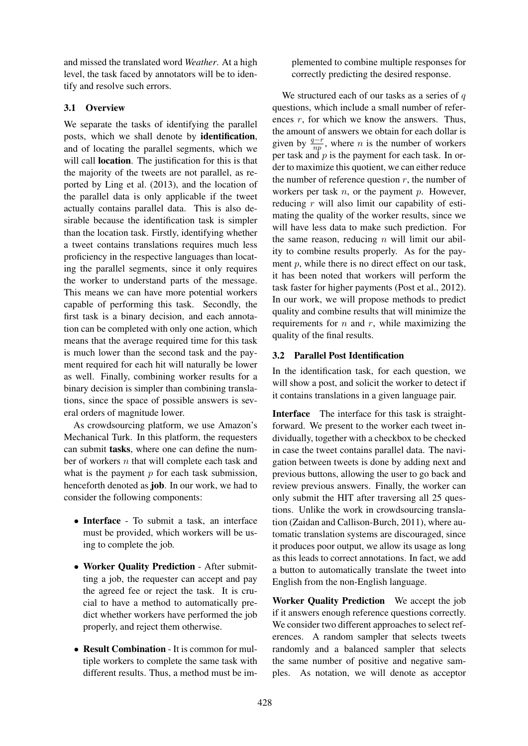and missed the translated word *Weather*. At a high level, the task faced by annotators will be to identify and resolve such errors.

### 3.1 Overview

We separate the tasks of identifying the parallel posts, which we shall denote by **identification**, and of locating the parallel segments, which we will call **location**. The justification for this is that the majority of the tweets are not parallel, as reported by Ling et al. (2013), and the location of the parallel data is only applicable if the tweet actually contains parallel data. This is also desirable because the identification task is simpler than the location task. Firstly, identifying whether a tweet contains translations requires much less proficiency in the respective languages than locating the parallel segments, since it only requires the worker to understand parts of the message. This means we can have more potential workers capable of performing this task. Secondly, the first task is a binary decision, and each annotation can be completed with only one action, which means that the average required time for this task is much lower than the second task and the payment required for each hit will naturally be lower as well. Finally, combining worker results for a binary decision is simpler than combining translations, since the space of possible answers is several orders of magnitude lower.

As crowdsourcing platform, we use Amazon's Mechanical Turk. In this platform, the requesters can submit **tasks**, where one can define the number of workers $n$ that will complete each task and what is the payment $p$ for each task submission, henceforth denoted as **job**. In our work, we had to consider the following components:

- **Interface** - To submit a task, an interface must be provided, which workers will be using to complete the job.
- **Worker Quality Prediction** - After submitting a job, the requester can accept and pay the agreed fee or reject the task. It is crucial to have a method to automatically predict whether workers have performed the job properly, and reject them otherwise.
- **Result Combination** - It is common for multiple workers to complete the same task with different results. Thus, a method must be implemented to combine multiple responses for correctly predicting the desired response.

We structured each of our tasks as a series of $q$ questions, which include a small number of references $r$, for which we know the answers. Thus, the amount of answers we obtain for each dollar is given by $\frac{q-r}{np}$, where $n$ is the number of workers per task and $p$ is the payment for each task. In order to maximize this quotient, we can either reduce the number of reference question $r$, the number of workers per task $n$, or the payment $p$. However, reducing $r$ will also limit our capability of estimating the quality of the worker results, since we will have less data to make such prediction. For the same reason, reducing $n$ will limit our ability to combine results properly. As for the payment $p$, while there is no direct effect on our task, it has been noted that workers will perform the task faster for higher payments (Post et al., 2012). In our work, we will propose methods to predict quality and combine results that will minimize the requirements for $n$ and $r$, while maximizing the quality of the final results.

### 3.2 Parallel Post Identification

In the identification task, for each question, we will show a post, and solicit the worker to detect if it contains translations in a given language pair.

**Interface** The interface for this task is straightforward. We present to the worker each tweet individually, together with a checkbox to be checked in case the tweet contains parallel data. The navigation between tweets is done by adding next and previous buttons, allowing the user to go back and review previous answers. Finally, the worker can only submit the HIT after traversing all 25 questions. Unlike the work in crowdsourcing translation (Zaidan and Callison-Burch, 2011), where automatic translation systems are discouraged, since it produces poor output, we allow its usage as long as this leads to correct annotations. In fact, we add a button to automatically translate the tweet into English from the non-English language.

**Worker Quality Prediction** We accept the job if it answers enough reference questions correctly. We consider two different approaches to select references. A random sampler that selects tweets randomly and a balanced sampler that selects the same number of positive and negative samples. As notation, we will denote as acceptor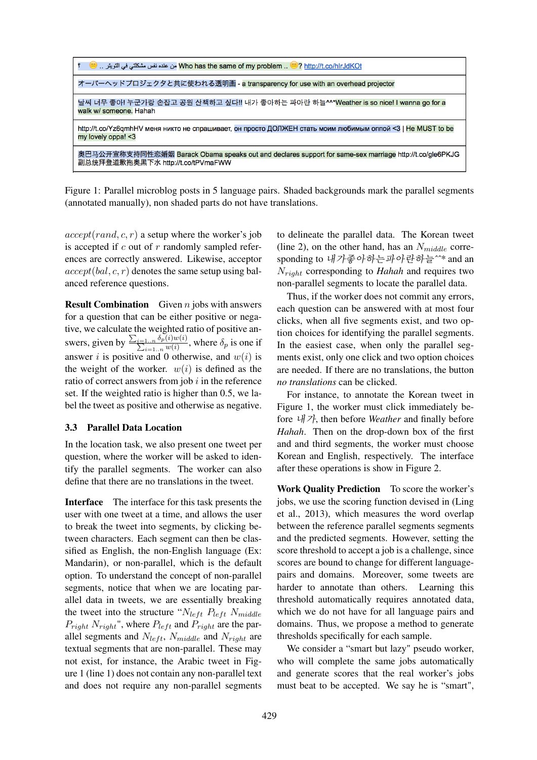| |
|---|
| ؟ 😑 .. من عنده نفس مشكلتي في التويتر Who has the same of my problem .. 😑? http://t.co/hIrJdKOt |
| オーバーヘッドプロジェクタと共に使われる透明画 - a transparency for use with an overhead projector |
| 날씨 너무 좋아! 누군가랑 손잡고 공원 산책하고 싶다!! 내가 좋아하는 파아란 하늘^^*Weather is so nice! I wanna go for a walk w/ someone. Hahah |
| http://t.co/Yz6qmhHV меня никто не спрашивает, он просто ДОЛЖЕН стать моим любимым оппой <3 \| He MUST to be my lovely oppa! <3 |
| 奥巴马公开宣称支持同性恋婚姻 Barack Obama speaks out and declares support for same-sex marriage http://t.co/gle6PKJG 副总统拜登道歉拖奥黑下水 http://t.co/tPVmaFWW |

Figure 1: Parallel microblog posts in 5 language pairs. Shaded backgrounds mark the parallel segments (annotated manually), non shaded parts do not have translations.

$accept(rand, c, r)$ a setup where the worker's job is accepted if $c$ out of $r$ randomly sampled references are correctly answered. Likewise, acceptor $accept(bal, c, r)$ denotes the same setup using balanced reference questions.

**Result Combination** Given $n$ jobs with answers for a question that can be either positive or negative, we calculate the weighted ratio of positive answers, given by $\frac{\sum_{i=1..n} \delta_p(i)w(i)}{\sum_{i=1..n} w(i)}$, where $\delta_p$ is one if answer $i$ is positive and 0 otherwise, and $w(i)$ is the weight of the worker. $w(i)$ is defined as the ratio of correct answers from job $i$ in the reference set. If the weighted ratio is higher than 0.5, we label the tweet as positive and otherwise as negative.

### 3.3 Parallel Data Location

In the location task, we also present one tweet per question, where the worker will be asked to identify the parallel segments. The worker can also define that there are no translations in the tweet.

**Interface** The interface for this task presents the user with one tweet at a time, and allows the user to break the tweet into segments, by clicking between characters. Each segment can then be classified as English, the non-English language (Ex: Mandarin), or non-parallel, which is the default option. To understand the concept of non-parallel segments, notice that when we are locating parallel data in tweets, we are essentially breaking the tweet into the structure "$N_{left}$ $P_{left}$ $N_{middle}$ $P_{right}$ $N_{right}$", where $P_{left}$ and $P_{right}$ are the parallel segments and $N_{left}$, $N_{middle}$ and $N_{right}$ are textual segments that are non-parallel. These may not exist, for instance, the Arabic tweet in Figure 1 (line 1) does not contain any non-parallel text and does not require any non-parallel segments to delineate the parallel data. The Korean tweet (line 2), on the other hand, has an $N_{middle}$ corresponding to 내가좋아하는파아란하늘^^* and an $N_{right}$ corresponding to *Hahah* and requires two non-parallel segments to locate the parallel data.

Thus, if the worker does not commit any errors, each question can be answered with at most four clicks, when all five segments exist, and two option choices for identifying the parallel segments. In the easiest case, when only the parallel segments exist, only one click and two option choices are needed. If there are no translations, the button *no translations* can be clicked.

For instance, to annotate the Korean tweet in Figure 1, the worker must click immediately before 내가, then before *Weather* and finally before *Hahah*. Then on the drop-down box of the first and and third segments, the worker must choose Korean and English, respectively. The interface after these operations is show in Figure 2.

**Work Quality Prediction** To score the worker's jobs, we use the scoring function devised in (Ling et al., 2013), which measures the word overlap between the reference parallel segments segments and the predicted segments. However, setting the score threshold to accept a job is a challenge, since scores are bound to change for different language-pairs and domains. Moreover, some tweets are harder to annotate than others. Learning this threshold automatically requires annotated data, which we do not have for all language pairs and domains. Thus, we propose a method to generate thresholds specifically for each sample.

We consider a "smart but lazy" pseudo worker, who will complete the same jobs automatically and generate scores that the real worker's jobs must beat to be accepted. We say he is "smart",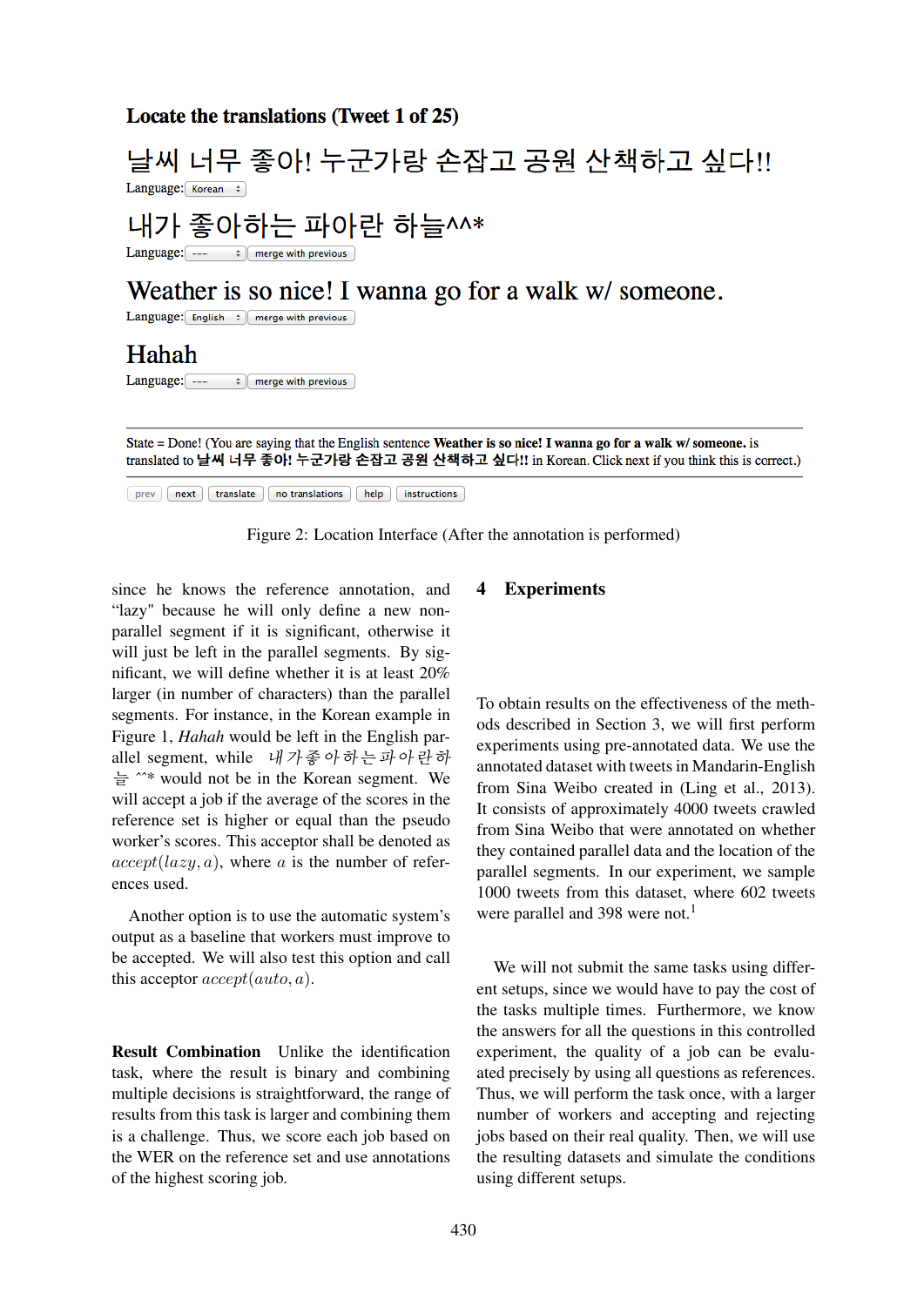Locate the translations (Tweet 1 of 25)

날씨 너무 좋아! 누군가랑 손잡고 공원 산책하고 싶다!!

Language: Korean

내가 좋아하는 파아란 하늘^^*

Language: --- merge with previous

Weather is so nice! I wanna go for a walk w/ someone.

Language: English merge with previous

Hahah

Language: --- merge with previous

State = Done! (You are saying that the English sentence **Weather is so nice! I wanna go for a walk w/ someone.** is translated to **날씨 너무 좋아! 누군가랑 손잡고 공원 산책하고 싶다!!** in Korean. Click next if you think this is correct.)

prev next translate no translations help instructions

Figure 2: Location Interface (After the annotation is performed)

since he knows the reference annotation, and "lazy" because he will only define a new non-parallel segment if it is significant, otherwise it will just be left in the parallel segments. By significant, we will define whether it is at least 20% larger (in number of characters) than the parallel segments. For instance, in the Korean example in Figure 1, *Hahah* would be left in the English parallel segment, while 내가좋아하는파아란하늘^^* would not be in the Korean segment. We will accept a job if the average of the scores in the reference set is higher or equal than the pseudo worker's scores. This acceptor shall be denoted as $accept(lazy, a)$, where $a$ is the number of references used.

Another option is to use the automatic system's output as a baseline that workers must improve to be accepted. We will also test this option and call this acceptor $accept(auto, a)$.

**Result Combination** Unlike the identification task, where the result is binary and combining multiple decisions is straightforward, the range of results from this task is larger and combining them is a challenge. Thus, we score each job based on the WER on the reference set and use annotations of the highest scoring job.

## 4 Experiments

To obtain results on the effectiveness of the methods described in Section 3, we will first perform experiments using pre-annotated data. We use the annotated dataset with tweets in Mandarin-English from Sina Weibo created in (Ling et al., 2013). It consists of approximately 4000 tweets crawled from Sina Weibo that were annotated on whether they contained parallel data and the location of the parallel segments. In our experiment, we sample 1000 tweets from this dataset, where 602 tweets were parallel and 398 were not.[1]

We will not submit the same tasks using different setups, since we would have to pay the cost of the tasks multiple times. Furthermore, we know the answers for all the questions in this controlled experiment, the quality of a job can be evaluated precisely by using all questions as references. Thus, we will perform the task once, with a larger number of workers and accepting and rejecting jobs based on their real quality. Then, we will use the resulting datasets and simulate the conditions using different setups.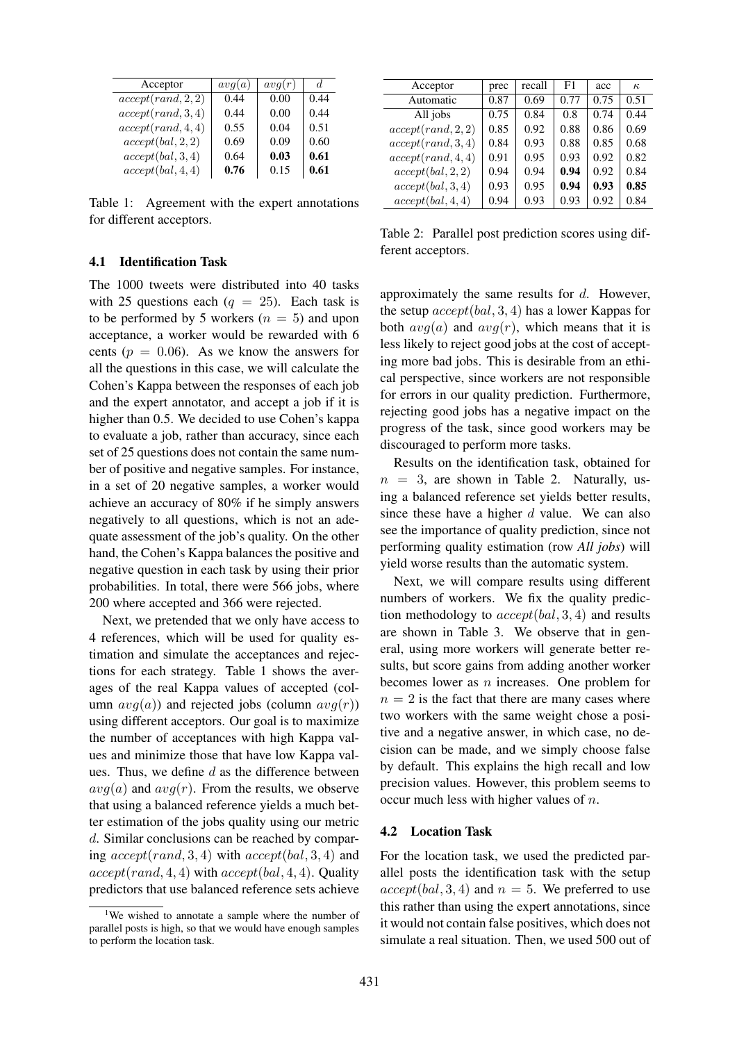| Acceptor | $avg(a)$ | $avg(r)$ | $d$ |
|---|---|---|---|
| $accept(rand, 2, 2)$ | 0.44 | 0.00 | 0.44 |
| $accept(rand, 3, 4)$ | 0.44 | 0.00 | 0.44 |
| $accept(rand, 4, 4)$ | 0.55 | 0.04 | 0.51 |
| $accept(bal, 2, 2)$ | 0.69 | 0.09 | 0.60 |
| $accept(bal, 3, 4)$ | 0.64 | **0.03** | **0.61** |
| $accept(bal, 4, 4)$ | **0.76** | 0.15 | **0.61** |

Table 1: Agreement with the expert annotations for different acceptors.

### 4.1 Identification Task

The 1000 tweets were distributed into 40 tasks with 25 questions each ($q = 25$). Each task is to be performed by 5 workers ($n = 5$) and upon acceptance, a worker would be rewarded with 6 cents ($p = 0.06$). As we know the answers for all the questions in this case, we will calculate the Cohen's Kappa between the responses of each job and the expert annotator, and accept a job if it is higher than 0.5. We decided to use Cohen's kappa to evaluate a job, rather than accuracy, since each set of 25 questions does not contain the same number of positive and negative samples. For instance, in a set of 20 negative samples, a worker would achieve an accuracy of 80% if he simply answers negatively to all questions, which is not an adequate assessment of the job's quality. On the other hand, the Cohen's Kappa balances the positive and negative question in each task by using their prior probabilities. In total, there were 566 jobs, where 200 where accepted and 366 were rejected.

Next, we pretended that we only have access to 4 references, which will be used for quality estimation and simulate the acceptances and rejections for each strategy. Table 1 shows the averages of the real Kappa values of accepted (column $avg(a)$) and rejected jobs (column $avg(r)$) using different acceptors. Our goal is to maximize the number of acceptances with high Kappa values and minimize those that have low Kappa values. Thus, we define $d$ as the difference between $avg(a)$ and $avg(r)$. From the results, we observe that using a balanced reference yields a much better estimation of the jobs quality using our metric $d$. Similar conclusions can be reached by comparing $accept(rand, 3, 4)$ with $accept(bal, 3, 4)$ and $accept(rand, 4, 4)$ with $accept(bal, 4, 4)$. Quality predictors that use balanced reference sets achieve approximately the same results for $d$. However, the setup $accept(bal, 3, 4)$ has a lower Kappas for both $avg(a)$ and $avg(r)$, which means that it is less likely to reject good jobs at the cost of accepting more bad jobs. This is desirable from an ethical perspective, since workers are not responsible for errors in our quality prediction. Furthermore, rejecting good jobs has a negative impact on the progress of the task, since good workers may be discouraged to perform more tasks.

| Acceptor | prec | recall | F1 | acc | $\kappa$ |
|---|---|---|---|---|---|
| Automatic | 0.87 | 0.69 | 0.77 | 0.75 | 0.51 |
| All jobs | 0.75 | 0.84 | 0.8 | 0.74 | 0.44 |
| $accept(rand, 2, 2)$ | 0.85 | 0.92 | 0.88 | 0.86 | 0.69 |
| $accept(rand, 3, 4)$ | 0.84 | 0.93 | 0.88 | 0.85 | 0.68 |
| $accept(rand, 4, 4)$ | 0.91 | 0.95 | 0.93 | 0.92 | 0.82 |
| $accept(bal, 2, 2)$ | 0.94 | 0.94 | **0.94** | 0.92 | 0.84 |
| $accept(bal, 3, 4)$ | 0.93 | 0.95 | **0.94** | **0.93** | **0.85** |
| $accept(bal, 4, 4)$ | 0.94 | 0.93 | 0.93 | 0.92 | 0.84 |

Table 2: Parallel post prediction scores using different acceptors.

Results on the identification task, obtained for $n = 3$, are shown in Table 2. Naturally, using a balanced reference set yields better results, since these have a higher $d$ value. We can also see the importance of quality prediction, since not performing quality estimation (row *All jobs*) will yield worse results than the automatic system.

Next, we will compare results using different numbers of workers. We fix the quality prediction methodology to $accept(bal, 3, 4)$ and results are shown in Table 3. We observe that in general, using more workers will generate better results, but score gains from adding another worker becomes lower as $n$ increases. One problem for $n = 2$ is the fact that there are many cases where two workers with the same weight chose a positive and a negative answer, in which case, no decision can be made, and we simply choose false by default. This explains the high recall and low precision values. However, this problem seems to occur much less with higher values of $n$.

### 4.2 Location Task

For the location task, we used the predicted parallel posts the identification task with the setup $accept(bal, 3, 4)$ and $n = 5$. We preferred to use this rather than using the expert annotations, since it would not contain false positives, which does not simulate a real situation. Then, we used 500 out of

[1]We wished to annotate a sample where the number of parallel posts is high, so that we would have enough samples to perform the location task.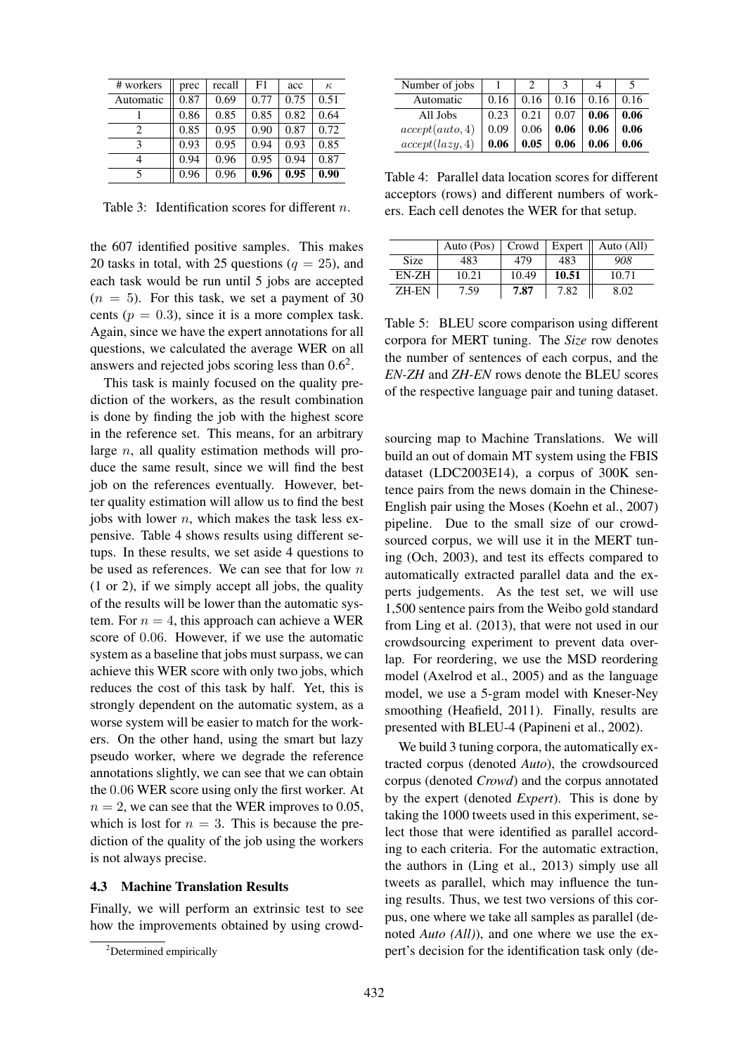| # workers | prec | recall | F1 | acc | $\kappa$ |
|---|---|---|---|---|---|
| Automatic | 0.87 | 0.69 | 0.77 | 0.75 | 0.51 |
| 1 | 0.86 | 0.85 | 0.85 | 0.82 | 0.64 |
| 2 | 0.85 | 0.95 | 0.90 | 0.87 | 0.72 |
| 3 | 0.93 | 0.95 | 0.94 | 0.93 | 0.85 |
| 4 | 0.94 | 0.96 | 0.95 | 0.94 | 0.87 |
| 5 | 0.96 | 0.96 | **0.96** | **0.95** | **0.90** |

Table 3: Identification scores for different $n$.

the 607 identified positive samples. This makes 20 tasks in total, with 25 questions ($q = 25$), and each task would be run until 5 jobs are accepted ($n = 5$). For this task, we set a payment of 30 cents ($p = 0.3$), since it is a more complex task. Again, since we have the expert annotations for all questions, we calculated the average WER on all answers and rejected jobs scoring less than 0.6[2].

This task is mainly focused on the quality prediction of the workers, as the result combination is done by finding the job with the highest score in the reference set. This means, for an arbitrary large $n$, all quality estimation methods will produce the same result, since we will find the best job on the references eventually. However, better quality estimation will allow us to find the best jobs with lower $n$, which makes the task less expensive. Table 4 shows results using different setups. In these results, we set aside 4 questions to be used as references. We can see that for low $n$ (1 or 2), if we simply accept all jobs, the quality of the results will be lower than the automatic system. For $n = 4$, this approach can achieve a WER score of 0.06. However, if we use the automatic system as a baseline that jobs must surpass, we can achieve this WER score with only two jobs, which reduces the cost of this task by half. Yet, this is strongly dependent on the automatic system, as a worse system will be easier to match for the workers. On the other hand, using the smart but lazy pseudo worker, where we degrade the reference annotations slightly, we can see that we can obtain the 0.06 WER score using only the first worker. At $n = 2$, we can see that the WER improves to 0.05, which is lost for $n = 3$. This is because the prediction of the quality of the job using the workers is not always precise.

### 4.3 Machine Translation Results

Finally, we will perform an extrinsic test to see how the improvements obtained by using crowdsourcing map to Machine Translations. We will build an out of domain MT system using the FBIS dataset (LDC2003E14), a corpus of 300K sentence pairs from the news domain in the Chinese-English pair using the Moses (Koehn et al., 2007) pipeline. Due to the small size of our crowdsourced corpus, we will use it in the MERT tuning (Och, 2003), and test its effects compared to automatically extracted parallel data and the experts judgements. As the test set, we will use 1,500 sentence pairs from the Weibo gold standard from Ling et al. (2013), that were not used in our crowdsourcing experiment to prevent data overlap. For reordering, we use the MSD reordering model (Axelrod et al., 2005) and as the language model, we use a 5-gram model with Kneser-Ney smoothing (Heafield, 2011). Finally, results are presented with BLEU-4 (Papineni et al., 2002).

| Number of jobs | 1 | 2 | 3 | 4 | 5 |
|---|---|---|---|---|---|
| Automatic | 0.16 | 0.16 | 0.16 | 0.16 | 0.16 |
| All Jobs | 0.23 | 0.21 | 0.07 | **0.06** | **0.06** |
| $accept(auto, 4)$ | 0.09 | 0.06 | **0.06** | **0.06** | **0.06** |
| $accept(lazy, 4)$ | **0.06** | **0.05** | **0.06** | **0.06** | **0.06** |

Table 4: Parallel data location scores for different acceptors (rows) and different numbers of workers. Each cell denotes the WER for that setup.

| | Auto (Pos) | Crowd | Expert | Auto (All) |
|---|---|---|---|---|
| Size | 483 | 479 | 483 | *908* |
| EN-ZH | 10.21 | 10.49 | **10.51** | 10.71 |
| ZH-EN | 7.59 | **7.87** | 7.82 | 8.02 |

Table 5: BLEU score comparison using different corpora for MERT tuning. The *Size* row denotes the number of sentences of each corpus, and the *EN-ZH* and *ZH-EN* rows denote the BLEU scores of the respective language pair and tuning dataset.

We build 3 tuning corpora, the automatically extracted corpus (denoted *Auto*), the crowdsourced corpus (denoted *Crowd*) and the corpus annotated by the expert (denoted *Expert*). This is done by taking the 1000 tweets used in this experiment, select those that were identified as parallel according to each criteria. For the automatic extraction, the authors in (Ling et al., 2013) simply use all tweets as parallel, which may influence the tuning results. Thus, we test two versions of this corpus, one where we take all samples as parallel (denoted *Auto (All)*), and one where we use the expert's decision for the identification task only (de-

[2] Determined empirically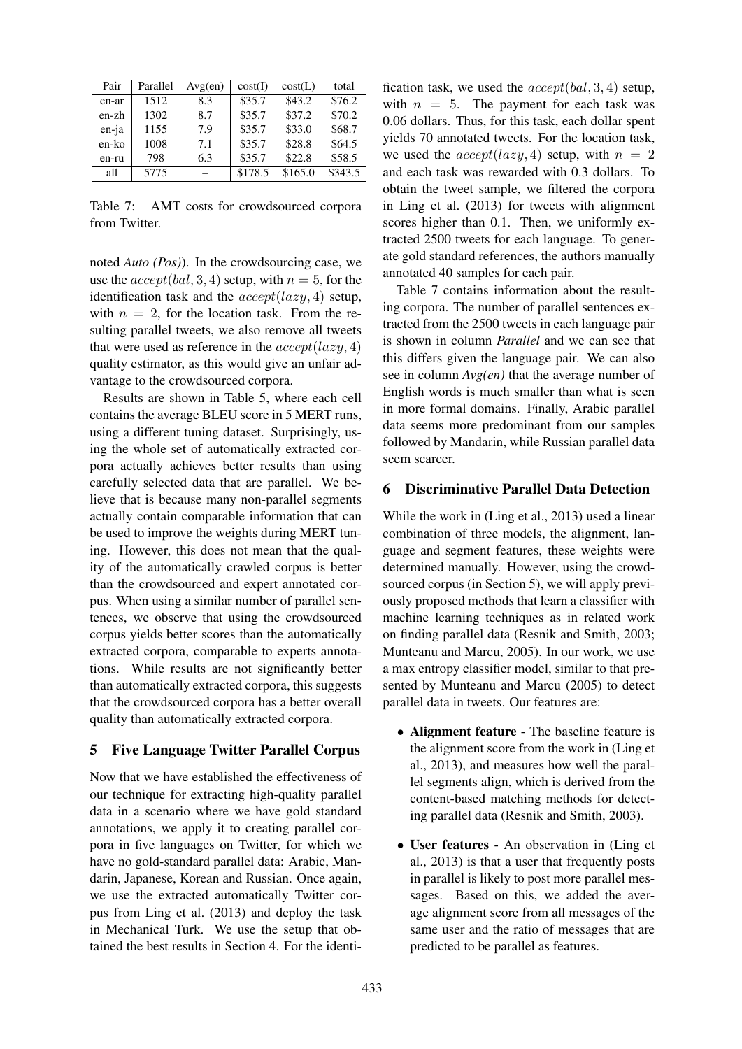| Pair | Parallel | Avg(en) | cost(I) | cost(L) | total |
|---|---|---|---|---|---|
| en-ar | 1512 | 8.3 | \$35.7 | \$43.2 | \$76.2 |
| en-zh | 1302 | 8.7 | \$35.7 | \$37.2 | \$70.2 |
| en-ja | 1155 | 7.9 | \$35.7 | \$33.0 | \$68.7 |
| en-ko | 1008 | 7.1 | \$35.7 | \$28.8 | \$64.5 |
| en-ru | 798 | 6.3 | \$35.7 | \$22.8 | \$58.5 |
| all | 5775 | – | \$178.5 | \$165.0 | \$343.5 |

Table 7: AMT costs for crowdsourced corpora from Twitter.

noted *Auto (Pos)*). In the crowdsourcing case, we use the $accept(bal, 3, 4)$ setup, with $n = 5$, for the identification task and the $accept(lazy, 4)$ setup, with $n = 2$, for the location task. From the resulting parallel tweets, we also remove all tweets that were used as reference in the $accept(lazy, 4)$ quality estimator, as this would give an unfair advantage to the crowdsourced corpora.

Results are shown in Table 5, where each cell contains the average BLEU score in 5 MERT runs, using a different tuning dataset. Surprisingly, using the whole set of automatically extracted corpora actually achieves better results than using carefully selected data that are parallel. We believe that is because many non-parallel segments actually contain comparable information that can be used to improve the weights during MERT tuning. However, this does not mean that the quality of the automatically crawled corpus is better than the crowdsourced and expert annotated corpus. When using a similar number of parallel sentences, we observe that using the crowdsourced corpus yields better scores than the automatically extracted corpora, comparable to experts annotations. While results are not significantly better than automatically extracted corpora, this suggests that the crowdsourced corpora has a better overall quality than automatically extracted corpora.

## 5 Five Language Twitter Parallel Corpus

Now that we have established the effectiveness of our technique for extracting high-quality parallel data in a scenario where we have gold standard annotations, we apply it to creating parallel corpora in five languages on Twitter, for which we have no gold-standard parallel data: Arabic, Mandarin, Japanese, Korean and Russian. Once again, we use the extracted automatically Twitter corpus from Ling et al. (2013) and deploy the task in Mechanical Turk. We use the setup that obtained the best results in Section 4. For the identification task, we used the $accept(bal, 3, 4)$ setup, with $n = 5$. The payment for each task was 0.06 dollars. Thus, for this task, each dollar spent yields 70 annotated tweets. For the location task, we used the $accept(lazy, 4)$ setup, with $n = 2$ and each task was rewarded with 0.3 dollars. To obtain the tweet sample, we filtered the corpora in Ling et al. (2013) for tweets with alignment scores higher than 0.1. Then, we uniformly extracted 2500 tweets for each language. To generate gold standard references, the authors manually annotated 40 samples for each pair.

Table 7 contains information about the resulting corpora. The number of parallel sentences extracted from the 2500 tweets in each language pair is shown in column *Parallel* and we can see that this differs given the language pair. We can also see in column *Avg(en)* that the average number of English words is much smaller than what is seen in more formal domains. Finally, Arabic parallel data seems more predominant from our samples followed by Mandarin, while Russian parallel data seem scarcer.

## 6 Discriminative Parallel Data Detection

While the work in (Ling et al., 2013) used a linear combination of three models, the alignment, language and segment features, these weights were determined manually. However, using the crowdsourced corpus (in Section 5), we will apply previously proposed methods that learn a classifier with machine learning techniques as in related work on finding parallel data (Resnik and Smith, 2003; Munteanu and Marcu, 2005). In our work, we use a max entropy classifier model, similar to that presented by Munteanu and Marcu (2005) to detect parallel data in tweets. Our features are:

- **Alignment feature** - The baseline feature is the alignment score from the work in (Ling et al., 2013), and measures how well the parallel segments align, which is derived from the content-based matching methods for detecting parallel data (Resnik and Smith, 2003).
- **User features** - An observation in (Ling et al., 2013) is that a user that frequently posts in parallel is likely to post more parallel messages. Based on this, we added the average alignment score from all messages of the same user and the ratio of messages that are predicted to be parallel as features.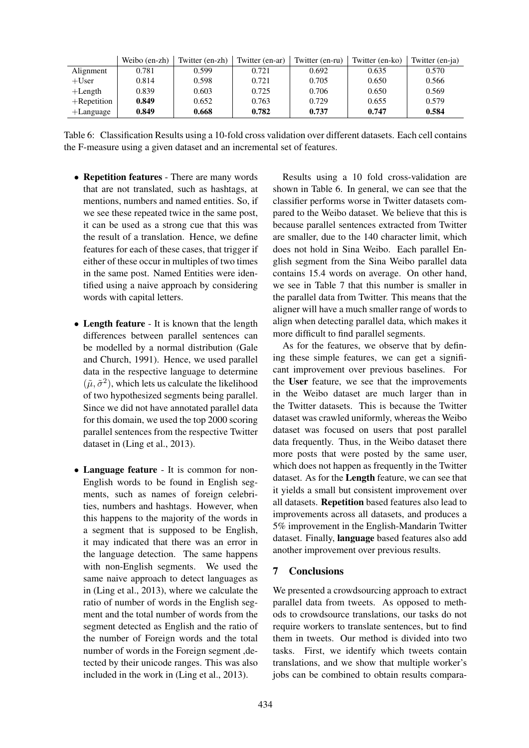| | Weibo (en-zh) | Twitter (en-zh) | Twitter (en-ar) | Twitter (en-ru) | Twitter (en-ko) | Twitter (en-ja) |
|---|---|---|---|---|---|---|
| Alignment | 0.781 | 0.599 | 0.721 | 0.692 | 0.635 | 0.570 |
| +User | 0.814 | 0.598 | 0.721 | 0.705 | 0.650 | 0.566 |
| +Length | 0.839 | 0.603 | 0.725 | 0.706 | 0.650 | 0.569 |
| +Repetition | **0.849** | 0.652 | 0.763 | 0.729 | 0.655 | 0.579 |
| +Language | **0.849** | **0.668** | **0.782** | **0.737** | **0.747** | **0.584** |

Table 6: Classification Results using a 10-fold cross validation over different datasets. Each cell contains the F-measure using a given dataset and an incremental set of features.

- **Repetition features** - There are many words that are not translated, such as hashtags, at mentions, numbers and named entities. So, if we see these repeated twice in the same post, it can be used as a strong cue that this was the result of a translation. Hence, we define features for each of these cases, that trigger if either of these occur in multiples of two times in the same post. Named Entities were identified using a naive approach by considering words with capital letters.

- **Length feature** - It is known that the length differences between parallel sentences can be modelled by a normal distribution (Gale and Church, 1991). Hence, we used parallel data in the respective language to determine $(\tilde{\mu}, \tilde{\sigma}^2)$, which lets us calculate the likelihood of two hypothesized segments being parallel. Since we did not have annotated parallel data for this domain, we used the top 2000 scoring parallel sentences from the respective Twitter dataset in (Ling et al., 2013).

- **Language feature** - It is common for non-English words to be found in English segments, such as names of foreign celebrities, numbers and hashtags. However, when this happens to the majority of the words in a segment that is supposed to be English, it may indicated that there was an error in the language detection. The same happens with non-English segments. We used the same naive approach to detect languages as in (Ling et al., 2013), where we calculate the ratio of number of words in the English segment and the total number of words from the segment detected as English and the ratio of the number of Foreign words and the total number of words in the Foreign segment ,detected by their unicode ranges. This was also included in the work in (Ling et al., 2013).

Results using a 10 fold cross-validation are shown in Table 6. In general, we can see that the classifier performs worse in Twitter datasets compared to the Weibo dataset. We believe that this is because parallel sentences extracted from Twitter are smaller, due to the 140 character limit, which does not hold in Sina Weibo. Each parallel English segment from the Sina Weibo parallel data contains 15.4 words on average. On other hand, we see in Table 7 that this number is smaller in the parallel data from Twitter. This means that the aligner will have a much smaller range of words to align when detecting parallel data, which makes it more difficult to find parallel segments.

As for the features, we observe that by defining these simple features, we can get a significant improvement over previous baselines. For the **User** feature, we see that the improvements in the Weibo dataset are much larger than in the Twitter datasets. This is because the Twitter dataset was crawled uniformly, whereas the Weibo dataset was focused on users that post parallel data frequently. Thus, in the Weibo dataset there more posts that were posted by the same user, which does not happen as frequently in the Twitter dataset. As for the **Length** feature, we can see that it yields a small but consistent improvement over all datasets. **Repetition** based features also lead to improvements across all datasets, and produces a 5% improvement in the English-Mandarin Twitter dataset. Finally, **language** based features also add another improvement over previous results.

## 7 Conclusions

We presented a crowdsourcing approach to extract parallel data from tweets. As opposed to methods to crowdsource translations, our tasks do not require workers to translate sentences, but to find them in tweets. Our method is divided into two tasks. First, we identify which tweets contain translations, and we show that multiple worker's jobs can be combined to obtain results compara-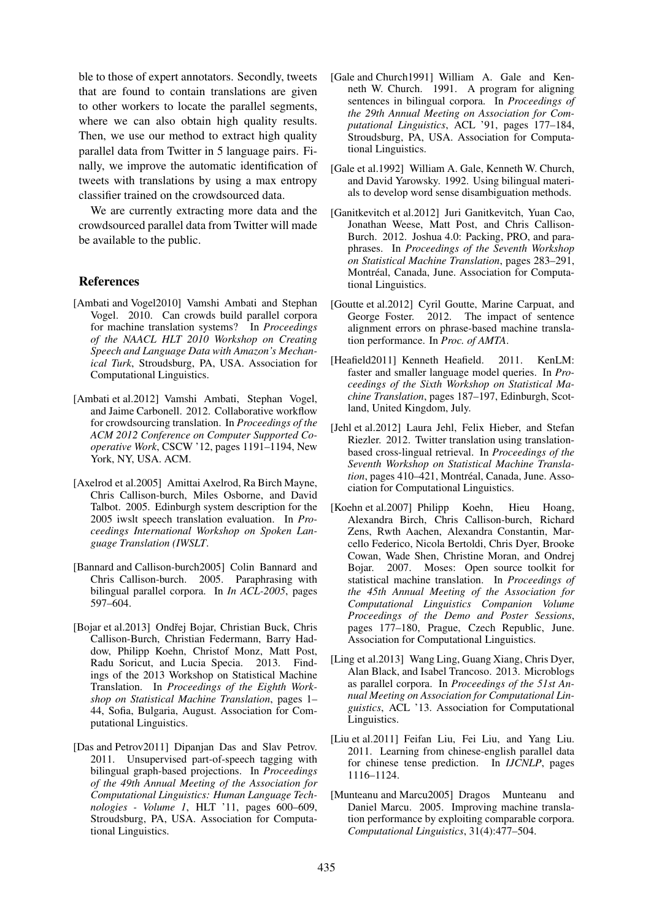ble to those of expert annotators. Secondly, tweets that are found to contain translations are given to other workers to locate the parallel segments, where we can also obtain high quality results. Then, we use our method to extract high quality parallel data from Twitter in 5 language pairs. Finally, we improve the automatic identification of tweets with translations by using a max entropy classifier trained on the crowdsourced data.

We are currently extracting more data and the crowdsourced parallel data from Twitter will made be available to the public.

## References

[Ambati and Vogel2010] Vamshi Ambati and Stephan Vogel. 2010. Can crowds build parallel corpora for machine translation systems? In *Proceedings of the NAACL HLT 2010 Workshop on Creating Speech and Language Data with Amazon's Mechanical Turk*, Stroudsburg, PA, USA. Association for Computational Linguistics.

[Ambati et al.2012] Vamshi Ambati, Stephan Vogel, and Jaime Carbonell. 2012. Collaborative workflow for crowdsourcing translation. In *Proceedings of the ACM 2012 Conference on Computer Supported Cooperative Work*, CSCW '12, pages 1191–1194, New York, NY, USA. ACM.

[Axelrod et al.2005] Amittai Axelrod, Ra Birch Mayne, Chris Callison-burch, Miles Osborne, and David Talbot. 2005. Edinburgh system description for the 2005 iwslt speech translation evaluation. In *Proceedings International Workshop on Spoken Language Translation (IWSLT*.

[Bannard and Callison-burch2005] Colin Bannard and Chris Callison-burch. 2005. Paraphrasing with bilingual parallel corpora. In *In ACL-2005*, pages 597–604.

[Bojar et al.2013] Ondřej Bojar, Christian Buck, Chris Callison-Burch, Christian Federmann, Barry Haddow, Philipp Koehn, Christof Monz, Matt Post, Radu Soricut, and Lucia Specia. 2013. Findings of the 2013 Workshop on Statistical Machine Translation. In *Proceedings of the Eighth Workshop on Statistical Machine Translation*, pages 1–44, Sofia, Bulgaria, August. Association for Computational Linguistics.

[Das and Petrov2011] Dipanjan Das and Slav Petrov. 2011. Unsupervised part-of-speech tagging with bilingual graph-based projections. In *Proceedings of the 49th Annual Meeting of the Association for Computational Linguistics: Human Language Technologies - Volume 1*, HLT '11, pages 600–609, Stroudsburg, PA, USA. Association for Computational Linguistics.

[Gale and Church1991] William A. Gale and Kenneth W. Church. 1991. A program for aligning sentences in bilingual corpora. In *Proceedings of the 29th Annual Meeting on Association for Computational Linguistics*, ACL '91, pages 177–184, Stroudsburg, PA, USA. Association for Computational Linguistics.

[Gale et al.1992] William A. Gale, Kenneth W. Church, and David Yarowsky. 1992. Using bilingual materials to develop word sense disambiguation methods.

[Ganitkevitch et al.2012] Juri Ganitkevitch, Yuan Cao, Jonathan Weese, Matt Post, and Chris Callison-Burch. 2012. Joshua 4.0: Packing, PRO, and paraphrases. In *Proceedings of the Seventh Workshop on Statistical Machine Translation*, pages 283–291, Montréal, Canada, June. Association for Computational Linguistics.

[Goutte et al.2012] Cyril Goutte, Marine Carpuat, and George Foster. 2012. The impact of sentence alignment errors on phrase-based machine translation performance. In *Proc. of AMTA*.

[Heafield2011] Kenneth Heafield. 2011. KenLM: faster and smaller language model queries. In *Proceedings of the Sixth Workshop on Statistical Machine Translation*, pages 187–197, Edinburgh, Scotland, United Kingdom, July.

[Jehl et al.2012] Laura Jehl, Felix Hieber, and Stefan Riezler. 2012. Twitter translation using translation-based cross-lingual retrieval. In *Proceedings of the Seventh Workshop on Statistical Machine Translation*, pages 410–421, Montréal, Canada, June. Association for Computational Linguistics.

[Koehn et al.2007] Philipp Koehn, Hieu Hoang, Alexandra Birch, Chris Callison-burch, Richard Zens, Rwth Aachen, Alexandra Constantin, Marcello Federico, Nicola Bertoldi, Chris Dyer, Brooke Cowan, Wade Shen, Christine Moran, and Ondrej Bojar. 2007. Moses: Open source toolkit for statistical machine translation. In *Proceedings of the 45th Annual Meeting of the Association for Computational Linguistics Companion Volume Proceedings of the Demo and Poster Sessions*, pages 177–180, Prague, Czech Republic, June. Association for Computational Linguistics.

[Ling et al.2013] Wang Ling, Guang Xiang, Chris Dyer, Alan Black, and Isabel Trancoso. 2013. Microblogs as parallel corpora. In *Proceedings of the 51st Annual Meeting on Association for Computational Linguistics*, ACL '13. Association for Computational Linguistics.

[Liu et al.2011] Feifan Liu, Fei Liu, and Yang Liu. 2011. Learning from chinese-english parallel data for chinese tense prediction. In *IJCNLP*, pages 1116–1124.

[Munteanu and Marcu2005] Dragos Munteanu and Daniel Marcu. 2005. Improving machine translation performance by exploiting comparable corpora. *Computational Linguistics*, 31(4):477–504.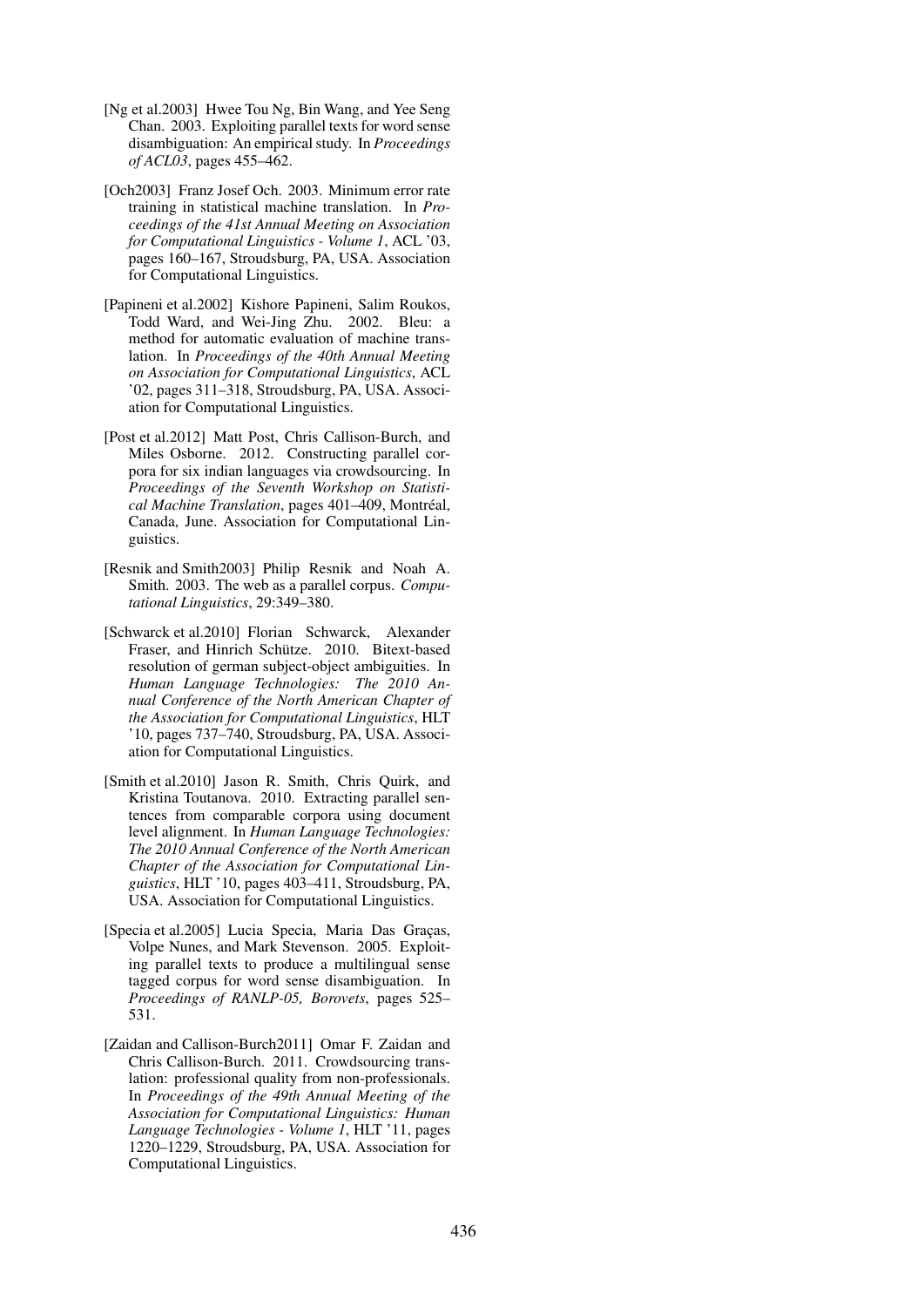[Ng et al.2003] Hwee Tou Ng, Bin Wang, and Yee Seng Chan. 2003. Exploiting parallel texts for word sense disambiguation: An empirical study. In *Proceedings of ACL03*, pages 455–462.

[Och2003] Franz Josef Och. 2003. Minimum error rate training in statistical machine translation. In *Proceedings of the 41st Annual Meeting on Association for Computational Linguistics - Volume 1*, ACL '03, pages 160–167, Stroudsburg, PA, USA. Association for Computational Linguistics.

[Papineni et al.2002] Kishore Papineni, Salim Roukos, Todd Ward, and Wei-Jing Zhu. 2002. Bleu: a method for automatic evaluation of machine translation. In *Proceedings of the 40th Annual Meeting on Association for Computational Linguistics*, ACL '02, pages 311–318, Stroudsburg, PA, USA. Association for Computational Linguistics.

[Post et al.2012] Matt Post, Chris Callison-Burch, and Miles Osborne. 2012. Constructing parallel corpora for six indian languages via crowdsourcing. In *Proceedings of the Seventh Workshop on Statistical Machine Translation*, pages 401–409, Montréal, Canada, June. Association for Computational Linguistics.

[Resnik and Smith2003] Philip Resnik and Noah A. Smith. 2003. The web as a parallel corpus. *Computational Linguistics*, 29:349–380.

[Schwarck et al.2010] Florian Schwarck, Alexander Fraser, and Hinrich Schütze. 2010. Bitext-based resolution of german subject-object ambiguities. In *Human Language Technologies: The 2010 Annual Conference of the North American Chapter of the Association for Computational Linguistics*, HLT '10, pages 737–740, Stroudsburg, PA, USA. Association for Computational Linguistics.

[Smith et al.2010] Jason R. Smith, Chris Quirk, and Kristina Toutanova. 2010. Extracting parallel sentences from comparable corpora using document level alignment. In *Human Language Technologies: The 2010 Annual Conference of the North American Chapter of the Association for Computational Linguistics*, HLT '10, pages 403–411, Stroudsburg, PA, USA. Association for Computational Linguistics.

[Specia et al.2005] Lucia Specia, Maria Das Graças, Volpe Nunes, and Mark Stevenson. 2005. Exploiting parallel texts to produce a multilingual sense tagged corpus for word sense disambiguation. In *Proceedings of RANLP-05, Borovets*, pages 525–531.

[Zaidan and Callison-Burch2011] Omar F. Zaidan and Chris Callison-Burch. 2011. Crowdsourcing translation: professional quality from non-professionals. In *Proceedings of the 49th Annual Meeting of the Association for Computational Linguistics: Human Language Technologies - Volume 1*, HLT '11, pages 1220–1229, Stroudsburg, PA, USA. Association for Computational Linguistics.